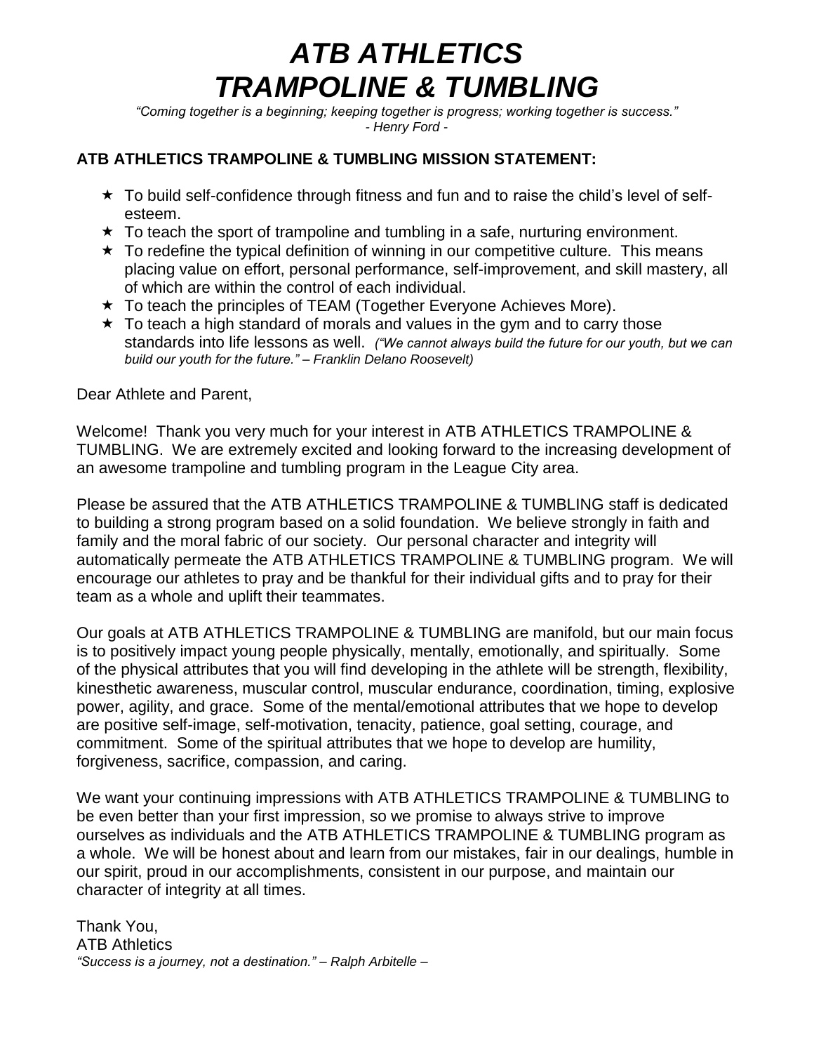# *ATB ATHLETICS TRAMPOLINE & TUMBLING*

*"Coming together is a beginning; keeping together is progress; working together is success."*
*- Henry Ford -*

**ATB ATHLETICS TRAMPOLINE & TUMBLING MISSION STATEMENT:**

- To build self-confidence through fitness and fun and to raise the child's level of self-esteem.
- To teach the sport of trampoline and tumbling in a safe, nurturing environment.
- To redefine the typical definition of winning in our competitive culture. This means placing value on effort, personal performance, self-improvement, and skill mastery, all of which are within the control of each individual.
- To teach the principles of TEAM (Together Everyone Achieves More).
- To teach a high standard of morals and values in the gym and to carry those standards into life lessons as well. *("We cannot always build the future for our youth, but we can build our youth for the future." – Franklin Delano Roosevelt)*

Dear Athlete and Parent,

Welcome! Thank you very much for your interest in ATB ATHLETICS TRAMPOLINE & TUMBLING. We are extremely excited and looking forward to the increasing development of an awesome trampoline and tumbling program in the League City area.

Please be assured that the ATB ATHLETICS TRAMPOLINE & TUMBLING staff is dedicated to building a strong program based on a solid foundation. We believe strongly in faith and family and the moral fabric of our society. Our personal character and integrity will automatically permeate the ATB ATHLETICS TRAMPOLINE & TUMBLING program. We will encourage our athletes to pray and be thankful for their individual gifts and to pray for their team as a whole and uplift their teammates.

Our goals at ATB ATHLETICS TRAMPOLINE & TUMBLING are manifold, but our main focus is to positively impact young people physically, mentally, emotionally, and spiritually. Some of the physical attributes that you will find developing in the athlete will be strength, flexibility, kinesthetic awareness, muscular control, muscular endurance, coordination, timing, explosive power, agility, and grace. Some of the mental/emotional attributes that we hope to develop are positive self-image, self-motivation, tenacity, patience, goal setting, courage, and commitment. Some of the spiritual attributes that we hope to develop are humility, forgiveness, sacrifice, compassion, and caring.

We want your continuing impressions with ATB ATHLETICS TRAMPOLINE & TUMBLING to be even better than your first impression, so we promise to always strive to improve ourselves as individuals and the ATB ATHLETICS TRAMPOLINE & TUMBLING program as a whole. We will be honest about and learn from our mistakes, fair in our dealings, humble in our spirit, proud in our accomplishments, consistent in our purpose, and maintain our character of integrity at all times.

Thank You,
ATB Athletics
*"Success is a journey, not a destination." – Ralph Arbitelle –*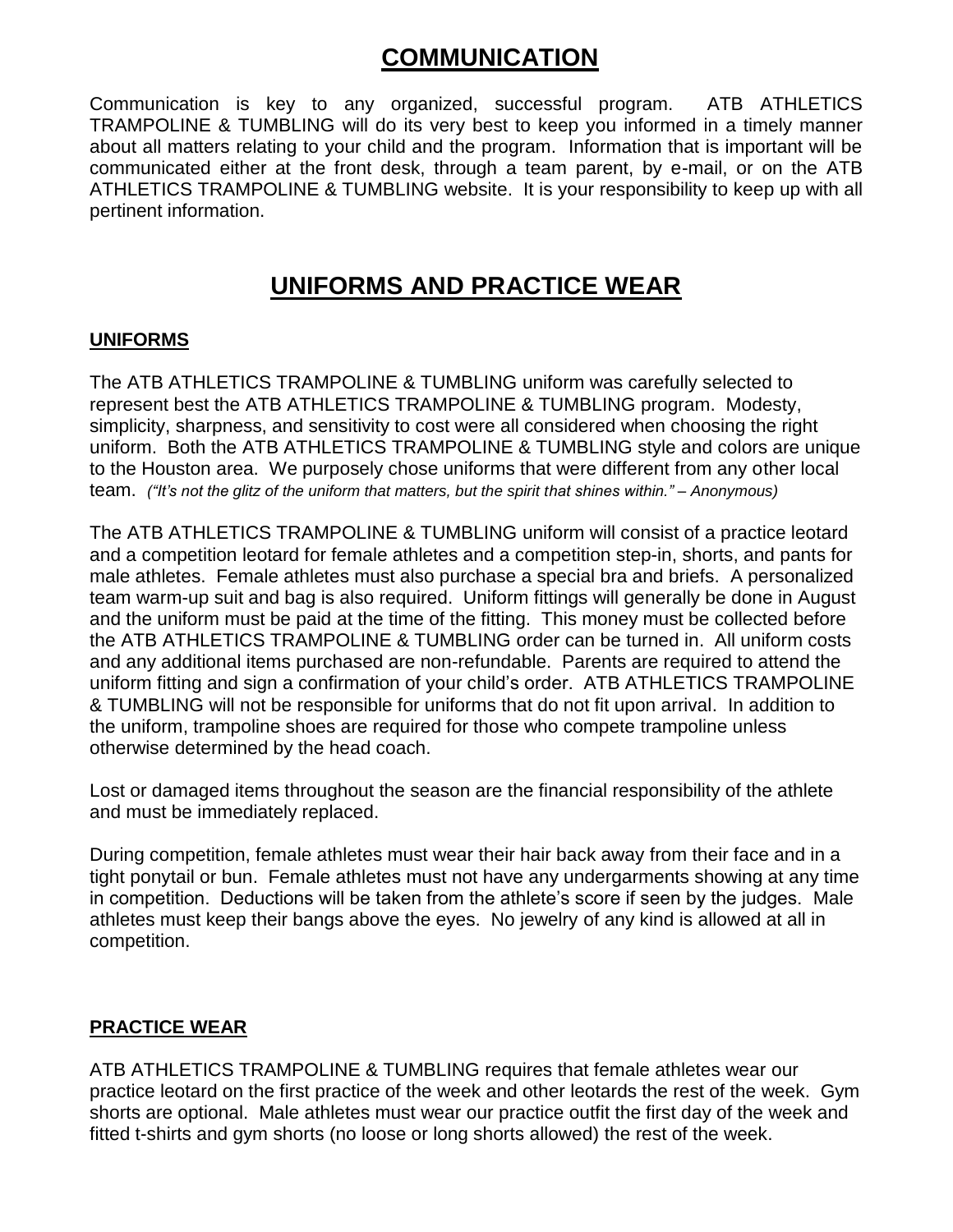# COMMUNICATION

Communication is key to any organized, successful program. ATB ATHLETICS TRAMPOLINE & TUMBLING will do its very best to keep you informed in a timely manner about all matters relating to your child and the program. Information that is important will be communicated either at the front desk, through a team parent, by e-mail, or on the ATB ATHLETICS TRAMPOLINE & TUMBLING website. It is your responsibility to keep up with all pertinent information.

# UNIFORMS AND PRACTICE WEAR

## UNIFORMS

The ATB ATHLETICS TRAMPOLINE & TUMBLING uniform was carefully selected to represent best the ATB ATHLETICS TRAMPOLINE & TUMBLING program. Modesty, simplicity, sharpness, and sensitivity to cost were all considered when choosing the right uniform. Both the ATB ATHLETICS TRAMPOLINE & TUMBLING style and colors are unique to the Houston area. We purposely chose uniforms that were different from any other local team. *("It's not the glitz of the uniform that matters, but the spirit that shines within." – Anonymous)*

The ATB ATHLETICS TRAMPOLINE & TUMBLING uniform will consist of a practice leotard and a competition leotard for female athletes and a competition step-in, shorts, and pants for male athletes. Female athletes must also purchase a special bra and briefs. A personalized team warm-up suit and bag is also required. Uniform fittings will generally be done in August and the uniform must be paid at the time of the fitting. This money must be collected before the ATB ATHLETICS TRAMPOLINE & TUMBLING order can be turned in. All uniform costs and any additional items purchased are non-refundable. Parents are required to attend the uniform fitting and sign a confirmation of your child's order. ATB ATHLETICS TRAMPOLINE & TUMBLING will not be responsible for uniforms that do not fit upon arrival. In addition to the uniform, trampoline shoes are required for those who compete trampoline unless otherwise determined by the head coach.

Lost or damaged items throughout the season are the financial responsibility of the athlete and must be immediately replaced.

During competition, female athletes must wear their hair back away from their face and in a tight ponytail or bun. Female athletes must not have any undergarments showing at any time in competition. Deductions will be taken from the athlete's score if seen by the judges. Male athletes must keep their bangs above the eyes. No jewelry of any kind is allowed at all in competition.

## PRACTICE WEAR

ATB ATHLETICS TRAMPOLINE & TUMBLING requires that female athletes wear our practice leotard on the first practice of the week and other leotards the rest of the week. Gym shorts are optional. Male athletes must wear our practice outfit the first day of the week and fitted t-shirts and gym shorts (no loose or long shorts allowed) the rest of the week.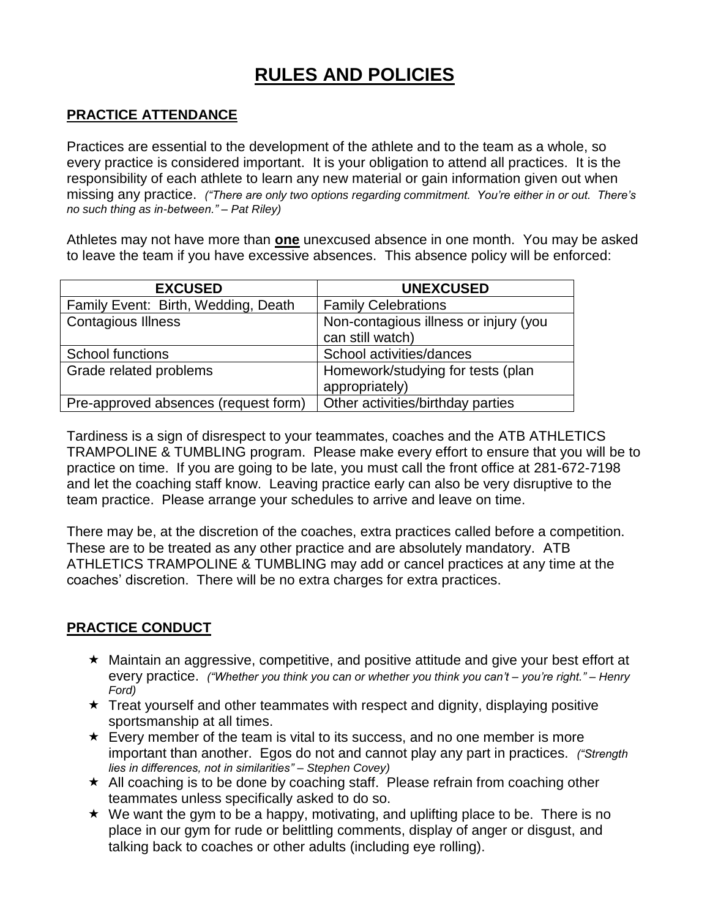# RULES AND POLICIES

## PRACTICE ATTENDANCE

Practices are essential to the development of the athlete and to the team as a whole, so every practice is considered important. It is your obligation to attend all practices. It is the responsibility of each athlete to learn any new material or gain information given out when missing any practice. *("There are only two options regarding commitment. You're either in or out. There's no such thing as in-between." – Pat Riley)*

Athletes may not have more than **one** unexcused absence in one month. You may be asked to leave the team if you have excessive absences. This absence policy will be enforced:

| EXCUSED | UNEXCUSED |
|---|---|
| Family Event: Birth, Wedding, Death | Family Celebrations |
| Contagious Illness | Non-contagious illness or injury (you can still watch) |
| School functions | School activities/dances |
| Grade related problems | Homework/studying for tests (plan appropriately) |
| Pre-approved absences (request form) | Other activities/birthday parties |

Tardiness is a sign of disrespect to your teammates, coaches and the ATB ATHLETICS TRAMPOLINE & TUMBLING program. Please make every effort to ensure that you will be to practice on time. If you are going to be late, you must call the front office at 281-672-7198 and let the coaching staff know. Leaving practice early can also be very disruptive to the team practice. Please arrange your schedules to arrive and leave on time.

There may be, at the discretion of the coaches, extra practices called before a competition. These are to be treated as any other practice and are absolutely mandatory. ATB ATHLETICS TRAMPOLINE & TUMBLING may add or cancel practices at any time at the coaches' discretion. There will be no extra charges for extra practices.

## PRACTICE CONDUCT

- ★ Maintain an aggressive, competitive, and positive attitude and give your best effort at every practice. *("Whether you think you can or whether you think you can't – you're right." – Henry Ford)*
- ★ Treat yourself and other teammates with respect and dignity, displaying positive sportsmanship at all times.
- ★ Every member of the team is vital to its success, and no one member is more important than another. Egos do not and cannot play any part in practices. *("Strength lies in differences, not in similarities" – Stephen Covey)*
- ★ All coaching is to be done by coaching staff. Please refrain from coaching other teammates unless specifically asked to do so.
- ★ We want the gym to be a happy, motivating, and uplifting place to be. There is no place in our gym for rude or belittling comments, display of anger or disgust, and talking back to coaches or other adults (including eye rolling).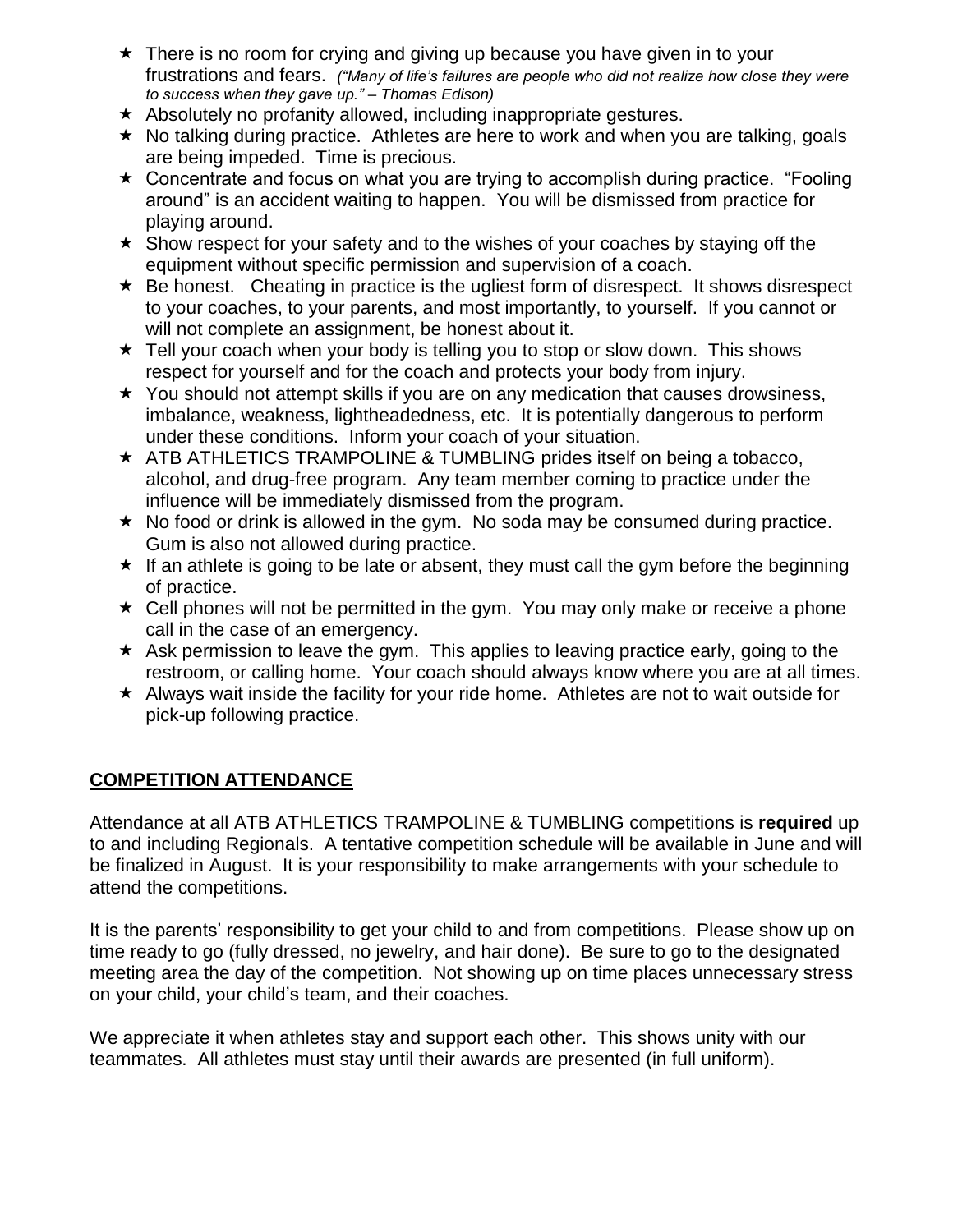- ★ There is no room for crying and giving up because you have given in to your frustrations and fears. *("Many of life's failures are people who did not realize how close they were to success when they gave up." – Thomas Edison)*
- ★ Absolutely no profanity allowed, including inappropriate gestures.
- ★ No talking during practice. Athletes are here to work and when you are talking, goals are being impeded. Time is precious.
- ★ Concentrate and focus on what you are trying to accomplish during practice. "Fooling around" is an accident waiting to happen. You will be dismissed from practice for playing around.
- ★ Show respect for your safety and to the wishes of your coaches by staying off the equipment without specific permission and supervision of a coach.
- ★ Be honest. Cheating in practice is the ugliest form of disrespect. It shows disrespect to your coaches, to your parents, and most importantly, to yourself. If you cannot or will not complete an assignment, be honest about it.
- ★ Tell your coach when your body is telling you to stop or slow down. This shows respect for yourself and for the coach and protects your body from injury.
- ★ You should not attempt skills if you are on any medication that causes drowsiness, imbalance, weakness, lightheadedness, etc. It is potentially dangerous to perform under these conditions. Inform your coach of your situation.
- ★ ATB ATHLETICS TRAMPOLINE & TUMBLING prides itself on being a tobacco, alcohol, and drug-free program. Any team member coming to practice under the influence will be immediately dismissed from the program.
- ★ No food or drink is allowed in the gym. No soda may be consumed during practice. Gum is also not allowed during practice.
- ★ If an athlete is going to be late or absent, they must call the gym before the beginning of practice.
- ★ Cell phones will not be permitted in the gym. You may only make or receive a phone call in the case of an emergency.
- ★ Ask permission to leave the gym. This applies to leaving practice early, going to the restroom, or calling home. Your coach should always know where you are at all times.
- ★ Always wait inside the facility for your ride home. Athletes are not to wait outside for pick-up following practice.

## COMPETITION ATTENDANCE

Attendance at all ATB ATHLETICS TRAMPOLINE & TUMBLING competitions is **required** up to and including Regionals. A tentative competition schedule will be available in June and will be finalized in August. It is your responsibility to make arrangements with your schedule to attend the competitions.

It is the parents' responsibility to get your child to and from competitions. Please show up on time ready to go (fully dressed, no jewelry, and hair done). Be sure to go to the designated meeting area the day of the competition. Not showing up on time places unnecessary stress on your child, your child's team, and their coaches.

We appreciate it when athletes stay and support each other. This shows unity with our teammates. All athletes must stay until their awards are presented (in full uniform).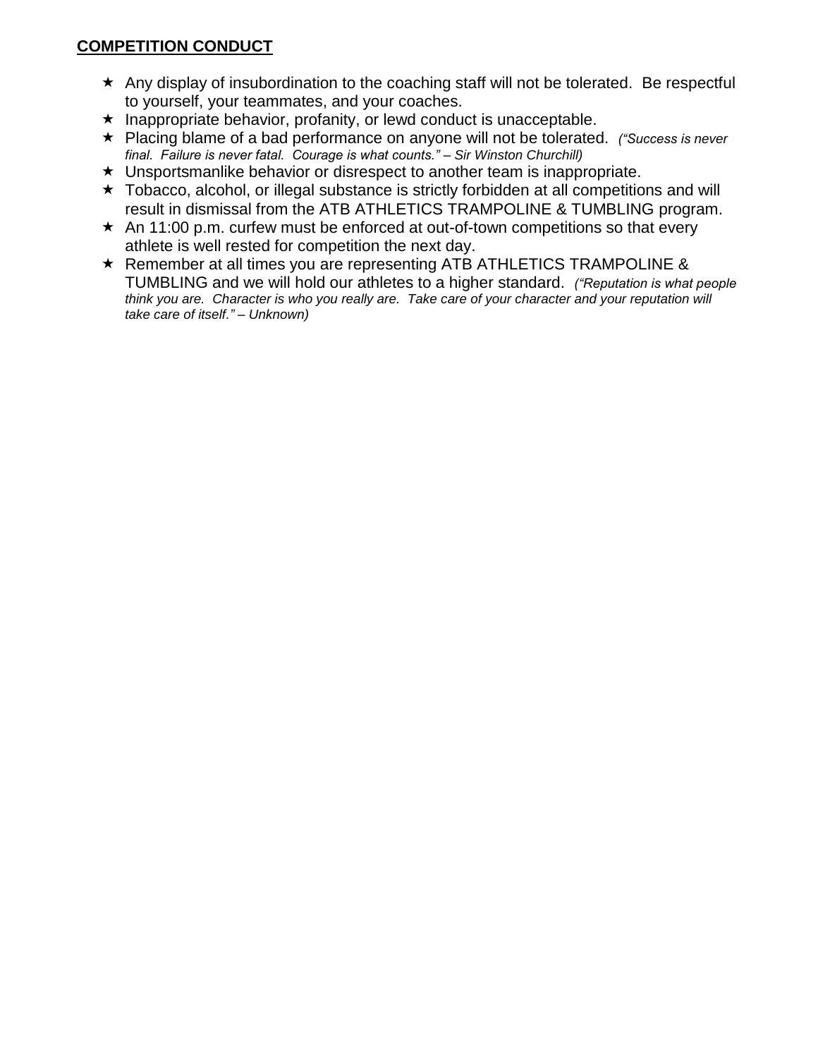**COMPETITION CONDUCT**

- Any display of insubordination to the coaching staff will not be tolerated. Be respectful to yourself, your teammates, and your coaches.
- Inappropriate behavior, profanity, or lewd conduct is unacceptable.
- Placing blame of a bad performance on anyone will not be tolerated. *("Success is never final. Failure is never fatal. Courage is what counts." – Sir Winston Churchill)*
- Unsportsmanlike behavior or disrespect to another team is inappropriate.
- Tobacco, alcohol, or illegal substance is strictly forbidden at all competitions and will result in dismissal from the ATB ATHLETICS TRAMPOLINE & TUMBLING program.
- An 11:00 p.m. curfew must be enforced at out-of-town competitions so that every athlete is well rested for competition the next day.
- Remember at all times you are representing ATB ATHLETICS TRAMPOLINE & TUMBLING and we will hold our athletes to a higher standard. *("Reputation is what people think you are. Character is who you really are. Take care of your character and your reputation will take care of itself." – Unknown)*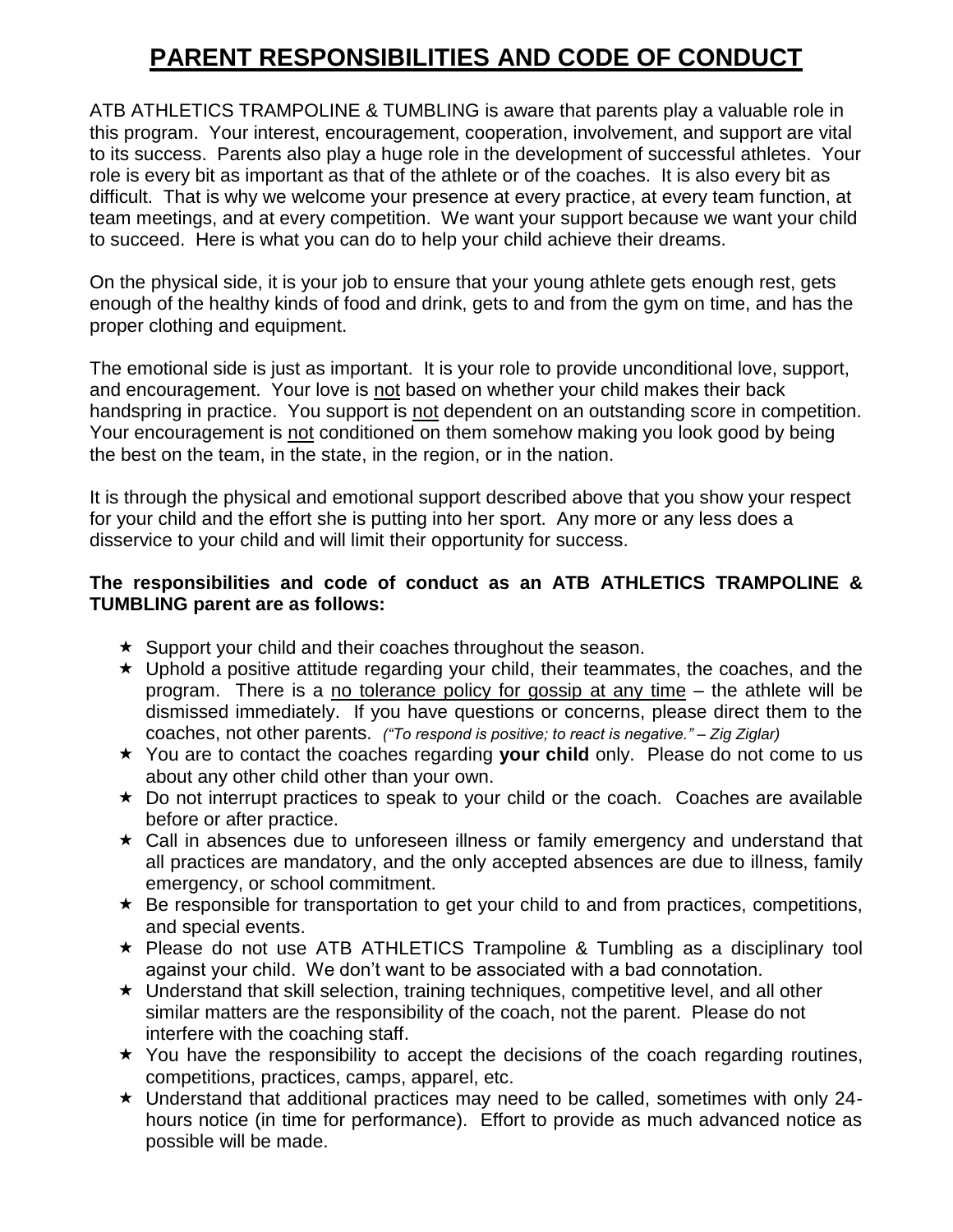# <u>PARENT RESPONSIBILITIES AND CODE OF CONDUCT</u>

ATB ATHLETICS TRAMPOLINE & TUMBLING is aware that parents play a valuable role in this program. Your interest, encouragement, cooperation, involvement, and support are vital to its success. Parents also play a huge role in the development of successful athletes. Your role is every bit as important as that of the athlete or of the coaches. It is also every bit as difficult. That is why we welcome your presence at every practice, at every team function, at team meetings, and at every competition. We want your support because we want your child to succeed. Here is what you can do to help your child achieve their dreams.

On the physical side, it is your job to ensure that your young athlete gets enough rest, gets enough of the healthy kinds of food and drink, gets to and from the gym on time, and has the proper clothing and equipment.

The emotional side is just as important. It is your role to provide unconditional love, support, and encouragement. Your love is <u>not</u> based on whether your child makes their back handspring in practice. You support is <u>not</u> dependent on an outstanding score in competition. Your encouragement is <u>not</u> conditioned on them somehow making you look good by being the best on the team, in the state, in the region, or in the nation.

It is through the physical and emotional support described above that you show your respect for your child and the effort she is putting into her sport. Any more or any less does a disservice to your child and will limit their opportunity for success.

**The responsibilities and code of conduct as an ATB ATHLETICS TRAMPOLINE & TUMBLING parent are as follows:**

- Support your child and their coaches throughout the season.
- Uphold a positive attitude regarding your child, their teammates, the coaches, and the program. There is a <u>no tolerance policy for gossip at any time</u> – the athlete will be dismissed immediately. If you have questions or concerns, please direct them to the coaches, not other parents. *("To respond is positive; to react is negative." – Zig Ziglar)*
- You are to contact the coaches regarding **your child** only. Please do not come to us about any other child other than your own.
- Do not interrupt practices to speak to your child or the coach. Coaches are available before or after practice.
- Call in absences due to unforeseen illness or family emergency and understand that all practices are mandatory, and the only accepted absences are due to illness, family emergency, or school commitment.
- Be responsible for transportation to get your child to and from practices, competitions, and special events.
- Please do not use ATB ATHLETICS Trampoline & Tumbling as a disciplinary tool against your child. We don't want to be associated with a bad connotation.
- Understand that skill selection, training techniques, competitive level, and all other similar matters are the responsibility of the coach, not the parent. Please do not interfere with the coaching staff.
- You have the responsibility to accept the decisions of the coach regarding routines, competitions, practices, camps, apparel, etc.
- Understand that additional practices may need to be called, sometimes with only 24-hours notice (in time for performance). Effort to provide as much advanced notice as possible will be made.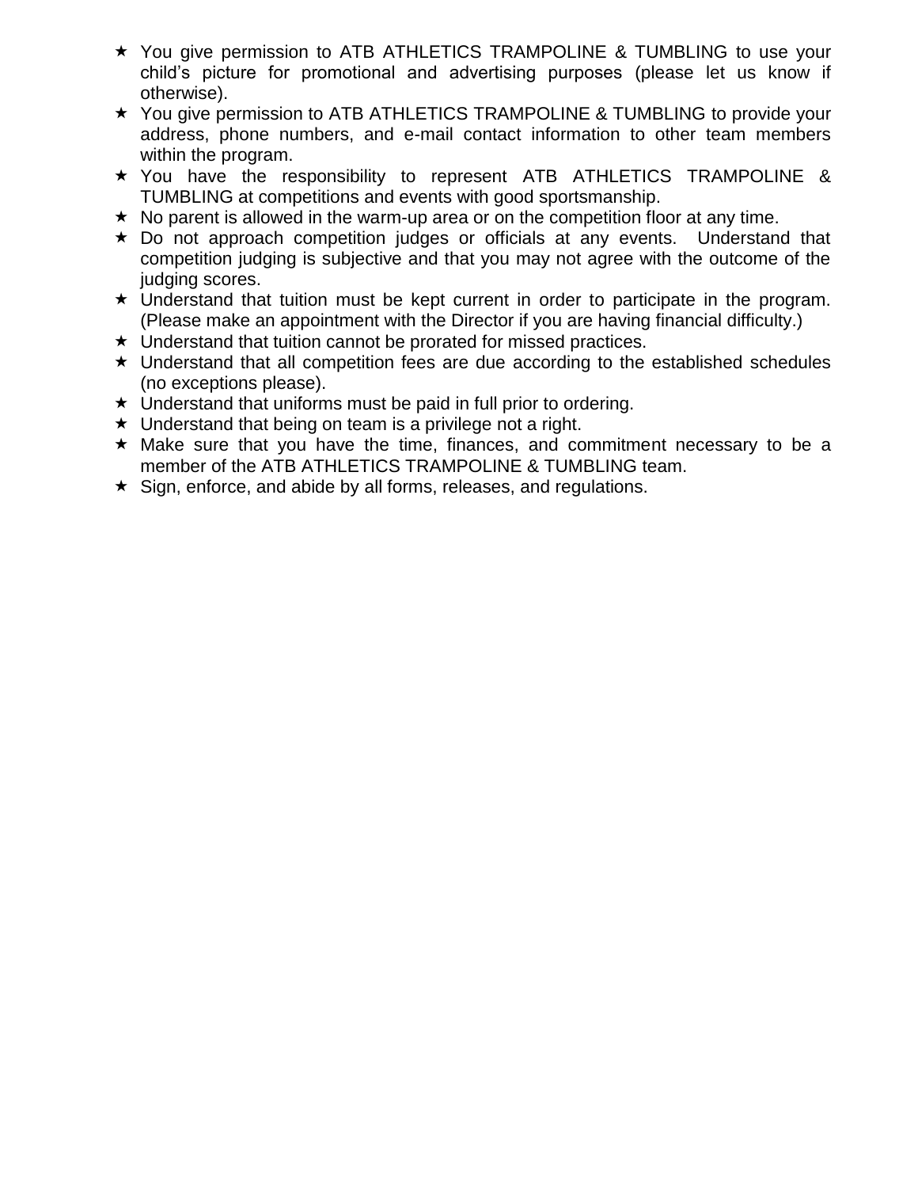- You give permission to ATB ATHLETICS TRAMPOLINE & TUMBLING to use your child's picture for promotional and advertising purposes (please let us know if otherwise).
- You give permission to ATB ATHLETICS TRAMPOLINE & TUMBLING to provide your address, phone numbers, and e-mail contact information to other team members within the program.
- You have the responsibility to represent ATB ATHLETICS TRAMPOLINE & TUMBLING at competitions and events with good sportsmanship.
- No parent is allowed in the warm-up area or on the competition floor at any time.
- Do not approach competition judges or officials at any events. Understand that competition judging is subjective and that you may not agree with the outcome of the judging scores.
- Understand that tuition must be kept current in order to participate in the program. (Please make an appointment with the Director if you are having financial difficulty.)
- Understand that tuition cannot be prorated for missed practices.
- Understand that all competition fees are due according to the established schedules (no exceptions please).
- Understand that uniforms must be paid in full prior to ordering.
- Understand that being on team is a privilege not a right.
- Make sure that you have the time, finances, and commitment necessary to be a member of the ATB ATHLETICS TRAMPOLINE & TUMBLING team.
- Sign, enforce, and abide by all forms, releases, and regulations.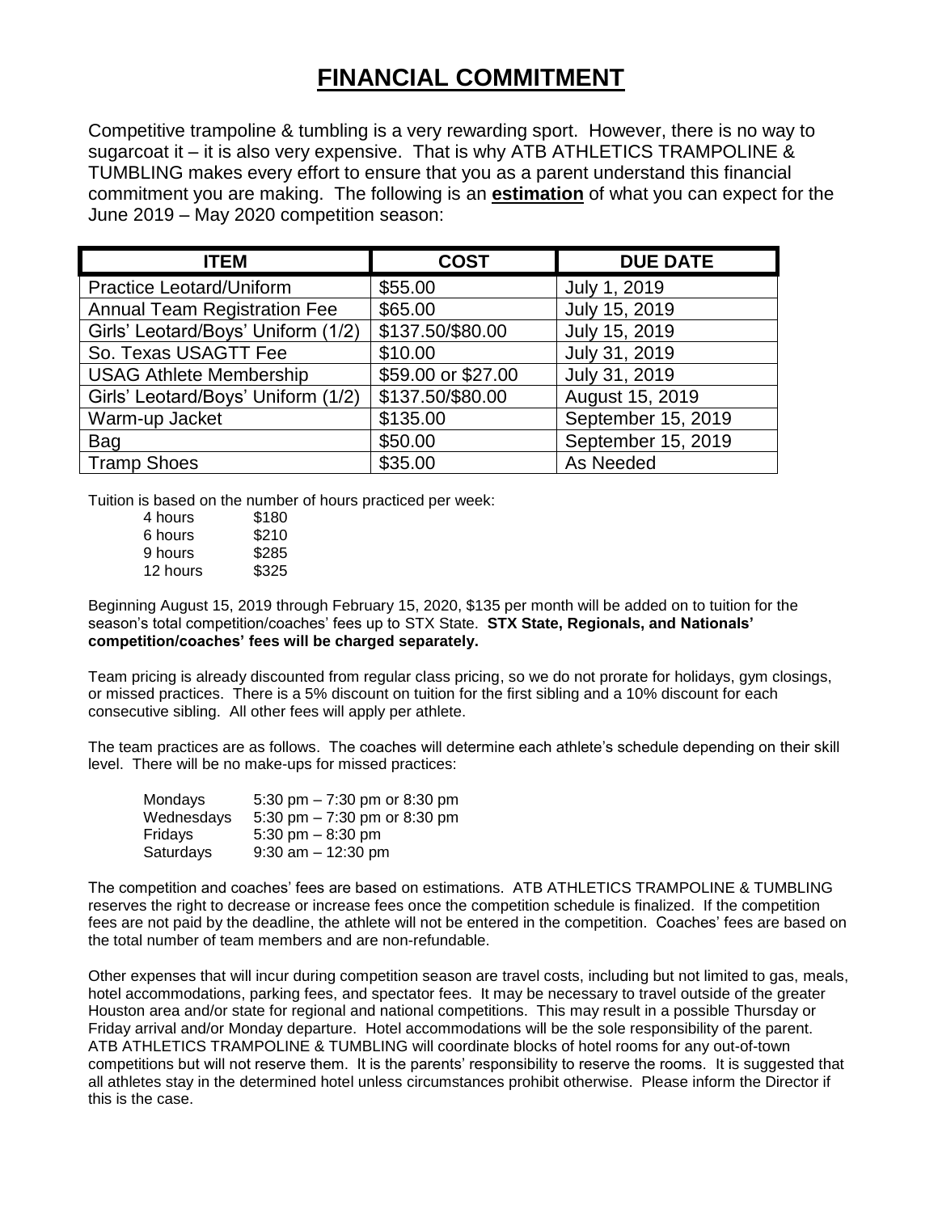# FINANCIAL COMMITMENT

Competitive trampoline & tumbling is a very rewarding sport. However, there is no way to sugarcoat it – it is also very expensive. That is why ATB ATHLETICS TRAMPOLINE & TUMBLING makes every effort to ensure that you as a parent understand this financial commitment you are making. The following is an **estimation** of what you can expect for the June 2019 – May 2020 competition season:

| ITEM | COST | DUE DATE |
|---|---|---|
| Practice Leotard/Uniform | $55.00 | July 1, 2019 |
| Annual Team Registration Fee | $65.00 | July 15, 2019 |
| Girls' Leotard/Boys' Uniform (1/2) | $137.50/$80.00 | July 15, 2019 |
| So. Texas USAGTT Fee | $10.00 | July 31, 2019 |
| USAG Athlete Membership | $59.00 or $27.00 | July 31, 2019 |
| Girls' Leotard/Boys' Uniform (1/2) | $137.50/$80.00 | August 15, 2019 |
| Warm-up Jacket | $135.00 | September 15, 2019 |
| Bag | $50.00 | September 15, 2019 |
| Tramp Shoes | $35.00 | As Needed |

Tuition is based on the number of hours practiced per week:

| | |
|---|---|
| 4 hours | $180 |
| 6 hours | $210 |
| 9 hours | $285 |
| 12 hours | $325 |

Beginning August 15, 2019 through February 15, 2020, $135 per month will be added on to tuition for the season's total competition/coaches' fees up to STX State. **STX State, Regionals, and Nationals' competition/coaches' fees will be charged separately.**

Team pricing is already discounted from regular class pricing, so we do not prorate for holidays, gym closings, or missed practices. There is a 5% discount on tuition for the first sibling and a 10% discount for each consecutive sibling. All other fees will apply per athlete.

The team practices are as follows. The coaches will determine each athlete's schedule depending on their skill level. There will be no make-ups for missed practices:

| | |
|---|---|
| Mondays | 5:30 pm – 7:30 pm or 8:30 pm |
| Wednesdays | 5:30 pm – 7:30 pm or 8:30 pm |
| Fridays | 5:30 pm – 8:30 pm |
| Saturdays | 9:30 am – 12:30 pm |

The competition and coaches' fees are based on estimations. ATB ATHLETICS TRAMPOLINE & TUMBLING reserves the right to decrease or increase fees once the competition schedule is finalized. If the competition fees are not paid by the deadline, the athlete will not be entered in the competition. Coaches' fees are based on the total number of team members and are non-refundable.

Other expenses that will incur during competition season are travel costs, including but not limited to gas, meals, hotel accommodations, parking fees, and spectator fees. It may be necessary to travel outside of the greater Houston area and/or state for regional and national competitions. This may result in a possible Thursday or Friday arrival and/or Monday departure. Hotel accommodations will be the sole responsibility of the parent. ATB ATHLETICS TRAMPOLINE & TUMBLING will coordinate blocks of hotel rooms for any out-of-town competitions but will not reserve them. It is the parents' responsibility to reserve the rooms. It is suggested that all athletes stay in the determined hotel unless circumstances prohibit otherwise. Please inform the Director if this is the case.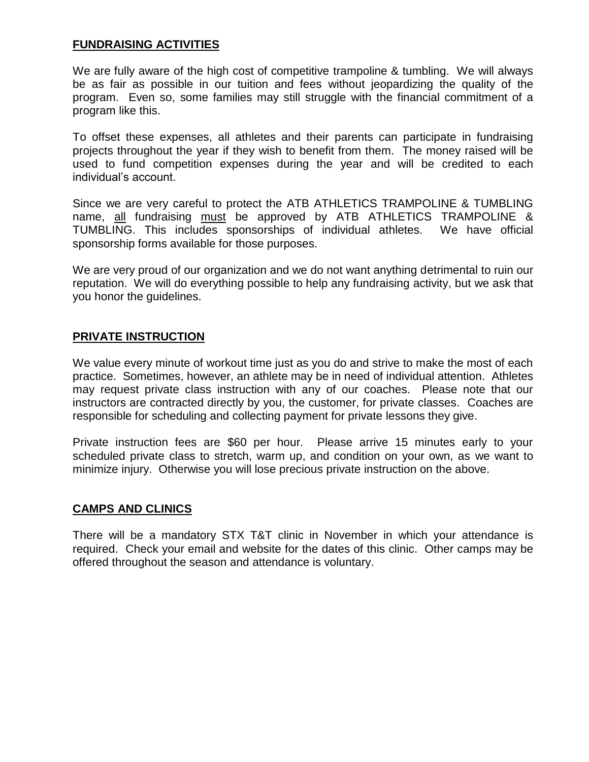## FUNDRAISING ACTIVITIES

We are fully aware of the high cost of competitive trampoline & tumbling. We will always be as fair as possible in our tuition and fees without jeopardizing the quality of the program. Even so, some families may still struggle with the financial commitment of a program like this.

To offset these expenses, all athletes and their parents can participate in fundraising projects throughout the year if they wish to benefit from them. The money raised will be used to fund competition expenses during the year and will be credited to each individual's account.

Since we are very careful to protect the ATB ATHLETICS TRAMPOLINE & TUMBLING name, <u>all</u> fundraising <u>must</u> be approved by ATB ATHLETICS TRAMPOLINE & TUMBLING. This includes sponsorships of individual athletes. We have official sponsorship forms available for those purposes.

We are very proud of our organization and we do not want anything detrimental to ruin our reputation. We will do everything possible to help any fundraising activity, but we ask that you honor the guidelines.

## PRIVATE INSTRUCTION

We value every minute of workout time just as you do and strive to make the most of each practice. Sometimes, however, an athlete may be in need of individual attention. Athletes may request private class instruction with any of our coaches. Please note that our instructors are contracted directly by you, the customer, for private classes. Coaches are responsible for scheduling and collecting payment for private lessons they give.

Private instruction fees are $60 per hour. Please arrive 15 minutes early to your scheduled private class to stretch, warm up, and condition on your own, as we want to minimize injury. Otherwise you will lose precious private instruction on the above.

## CAMPS AND CLINICS

There will be a mandatory STX T&T clinic in November in which your attendance is required. Check your email and website for the dates of this clinic. Other camps may be offered throughout the season and attendance is voluntary.